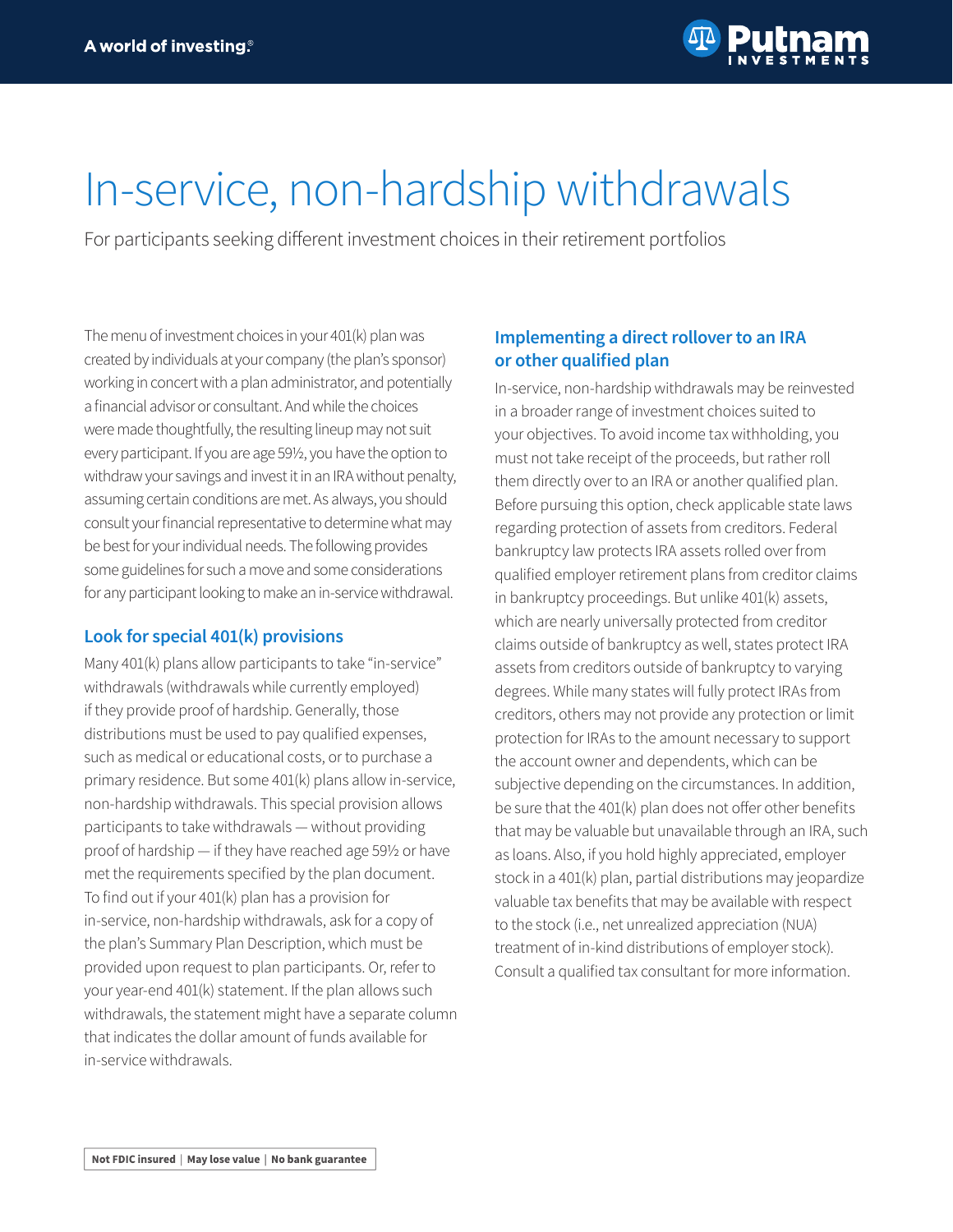# In-service, non-hardship withdrawals

For participants seeking different investment choices in their retirement portfolios

The menu of investment choices in your 401(k) plan was created by individuals at your company (the plan's sponsor) working in concert with a plan administrator, and potentially a financial advisor or consultant. And while the choices were made thoughtfully, the resulting lineup may not suit every participant. If you are age 59½, you have the option to withdraw your savings and invest it in an IRA without penalty, assuming certain conditions are met. As always, you should consult your financial representative to determine what may be best for your individual needs. The following provides some guidelines for such a move and some considerations for any participant looking to make an in-service withdrawal.

## Look for special 401(k) provisions

Many 401(k) plans allow participants to take "in-service" withdrawals (withdrawals while currently employed) if they provide proof of hardship. Generally, those distributions must be used to pay qualified expenses, such as medical or educational costs, or to purchase a primary residence. But some 401(k) plans allow in-service, non-hardship withdrawals. This special provision allows participants to take withdrawals — without providing proof of hardship — if they have reached age 59½ or have met the requirements specified by the plan document. To find out if your 401(k) plan has a provision for in-service, non-hardship withdrawals, ask for a copy of the plan's Summary Plan Description, which must be provided upon request to plan participants. Or, refer to your year-end 401(k) statement. If the plan allows such withdrawals, the statement might have a separate column that indicates the dollar amount of funds available for in-service withdrawals.

## Implementing a direct rollover to an IRA or other qualified plan

In-service, non-hardship withdrawals may be reinvested in a broader range of investment choices suited to your objectives. To avoid income tax withholding, you must not take receipt of the proceeds, but rather roll them directly over to an IRA or another qualified plan. Before pursuing this option, check applicable state laws regarding protection of assets from creditors. Federal bankruptcy law protects IRA assets rolled over from qualified employer retirement plans from creditor claims in bankruptcy proceedings. But unlike 401(k) assets, which are nearly universally protected from creditor claims outside of bankruptcy as well, states protect IRA assets from creditors outside of bankruptcy to varying degrees. While many states will fully protect IRAs from creditors, others may not provide any protection or limit protection for IRAs to the amount necessary to support the account owner and dependents, which can be subjective depending on the circumstances. In addition, be sure that the 401(k) plan does not offer other benefits that may be valuable but unavailable through an IRA, such as loans. Also, if you hold highly appreciated, employer stock in a 401(k) plan, partial distributions may jeopardize valuable tax benefits that may be available with respect to the stock (i.e., net unrealized appreciation (NUA) treatment of in-kind distributions of employer stock). Consult a qualified tax consultant for more information.

**Not FDIC insured | May lose value | No bank guarantee**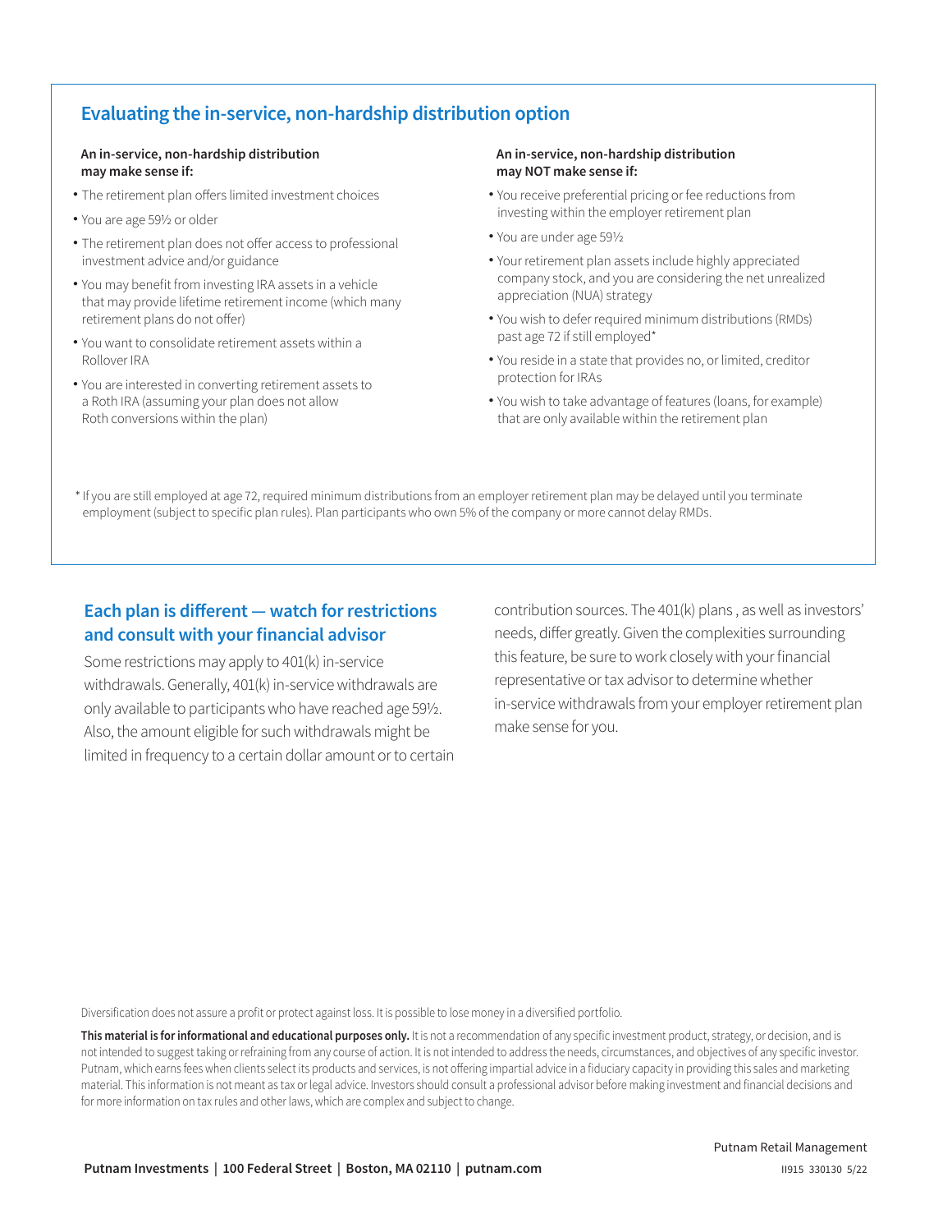## Evaluating the in-service, non-hardship distribution option

**An in-service, non-hardship distribution may make sense if:**

- The retirement plan offers limited investment choices
- You are age 59½ or older
- The retirement plan does not offer access to professional investment advice and/or guidance
- You may benefit from investing IRA assets in a vehicle that may provide lifetime retirement income (which many retirement plans do not offer)
- You want to consolidate retirement assets within a Rollover IRA
- You are interested in converting retirement assets to a Roth IRA (assuming your plan does not allow Roth conversions within the plan)

**An in-service, non-hardship distribution may NOT make sense if:**

- You receive preferential pricing or fee reductions from investing within the employer retirement plan
- You are under age 59½
- Your retirement plan assets include highly appreciated company stock, and you are considering the net unrealized appreciation (NUA) strategy
- You wish to defer required minimum distributions (RMDs) past age 72 if still employed*
- You reside in a state that provides no, or limited, creditor protection for IRAs
- You wish to take advantage of features (loans, for example) that are only available within the retirement plan

* If you are still employed at age 72, required minimum distributions from an employer retirement plan may be delayed until you terminate employment (subject to specific plan rules). Plan participants who own 5% of the company or more cannot delay RMDs.

## Each plan is different — watch for restrictions and consult with your financial advisor

Some restrictions may apply to 401(k) in-service withdrawals. Generally, 401(k) in-service withdrawals are only available to participants who have reached age 59½. Also, the amount eligible for such withdrawals might be limited in frequency to a certain dollar amount or to certain contribution sources. The 401(k) plans , as well as investors' needs, differ greatly. Given the complexities surrounding this feature, be sure to work closely with your financial representative or tax advisor to determine whether in-service withdrawals from your employer retirement plan make sense for you.

Diversification does not assure a profit or protect against loss. It is possible to lose money in a diversified portfolio.

**This material is for informational and educational purposes only.** It is not a recommendation of any specific investment product, strategy, or decision, and is not intended to suggest taking or refraining from any course of action. It is not intended to address the needs, circumstances, and objectives of any specific investor. Putnam, which earns fees when clients select its products and services, is not offering impartial advice in a fiduciary capacity in providing this sales and marketing material. This information is not meant as tax or legal advice. Investors should consult a professional advisor before making investment and financial decisions and for more information on tax rules and other laws, which are complex and subject to change.

Putnam Retail Management

**Putnam Investments | 100 Federal Street | Boston, MA 02110 | putnam.com**

II915 330130 5/22